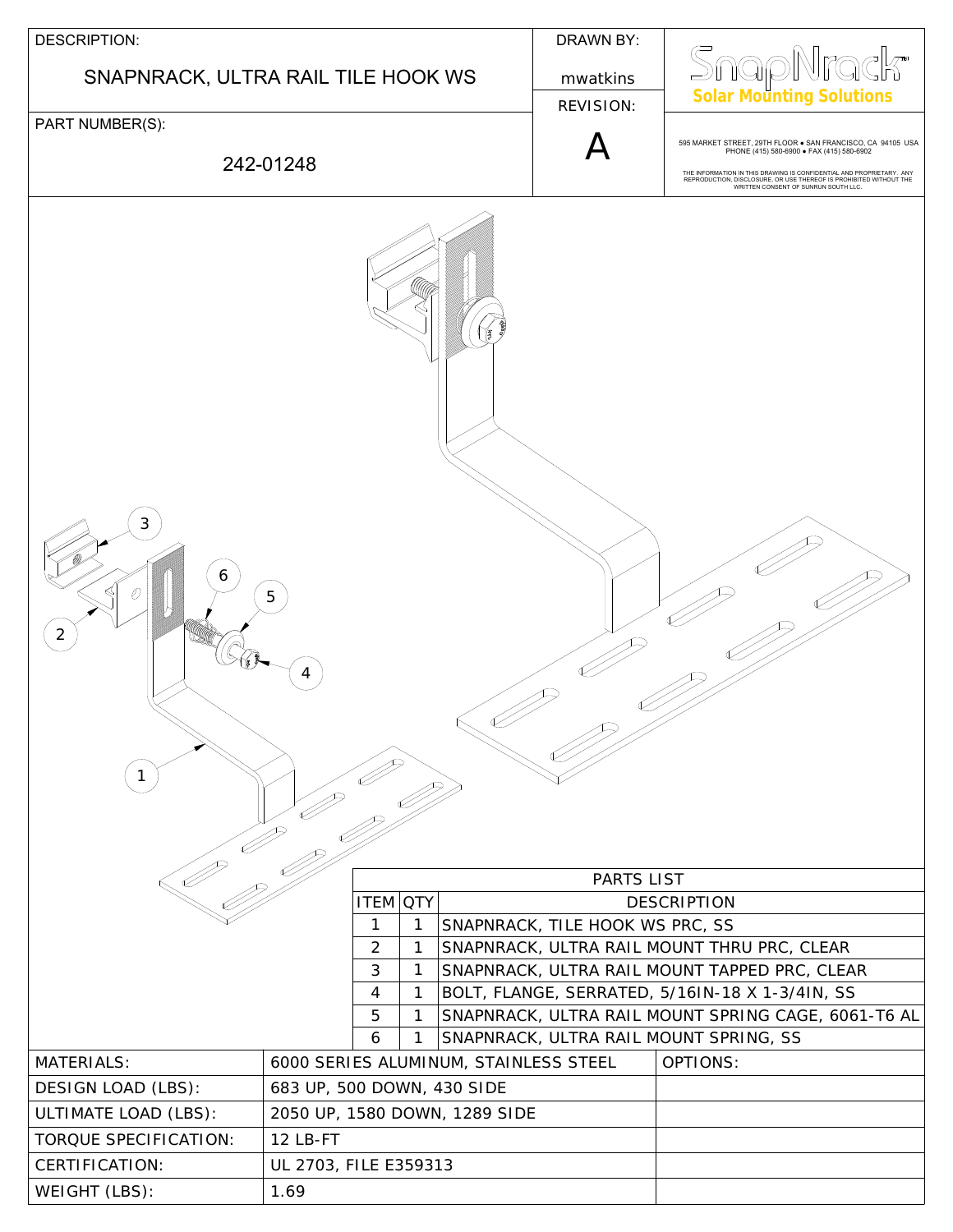| DESCRIPTION: | DRAWN BY: | |
|---|---|---|
| SNAPNRACK, ULTRA RAIL TILE HOOK WS | mwatkins | SnapNrack™ Solar Mounting Solutions |
| PART NUMBER(S): 242-01248 | REVISION: A | 595 MARKET STREET, 29TH FLOOR • SAN FRANCISCO, CA 94105 USA PHONE (415) 580-6900 • FAX (415) 580-6902 |

THE INFORMATION IN THIS DRAWING IS CONFIDENTIAL AND PROPRIETARY. ANY REPRODUCTION, DISCLOSURE, OR USE THEREOF IS PROHIBITED WITHOUT THE WRITTEN CONSENT OF SUNRUN SOUTH LLC.

1

2

3

4

5

6

**PARTS LIST**

| ITEM | QTY | DESCRIPTION |
|---|---|---|
| 1 | 1 | SNAPNRACK, TILE HOOK WS PRC, SS |
| 2 | 1 | SNAPNRACK, ULTRA RAIL MOUNT THRU PRC, CLEAR |
| 3 | 1 | SNAPNRACK, ULTRA RAIL MOUNT TAPPED PRC, CLEAR |
| 4 | 1 | BOLT, FLANGE, SERRATED, 5/16IN-18 X 1-3/4IN, SS |
| 5 | 1 | SNAPNRACK, ULTRA RAIL MOUNT SPRING CAGE, 6061-T6 AL |
| 6 | 1 | SNAPNRACK, ULTRA RAIL MOUNT SPRING, SS |

| | | |
|---|---|---|
| MATERIALS: | 6000 SERIES ALUMINUM, STAINLESS STEEL | OPTIONS: |
| DESIGN LOAD (LBS): | 683 UP, 500 DOWN, 430 SIDE | |
| ULTIMATE LOAD (LBS): | 2050 UP, 1580 DOWN, 1289 SIDE | |
| TORQUE SPECIFICATION: | 12 LB-FT | |
| CERTIFICATION: | UL 2703, FILE E359313 | |
| WEIGHT (LBS): | 1.69 | |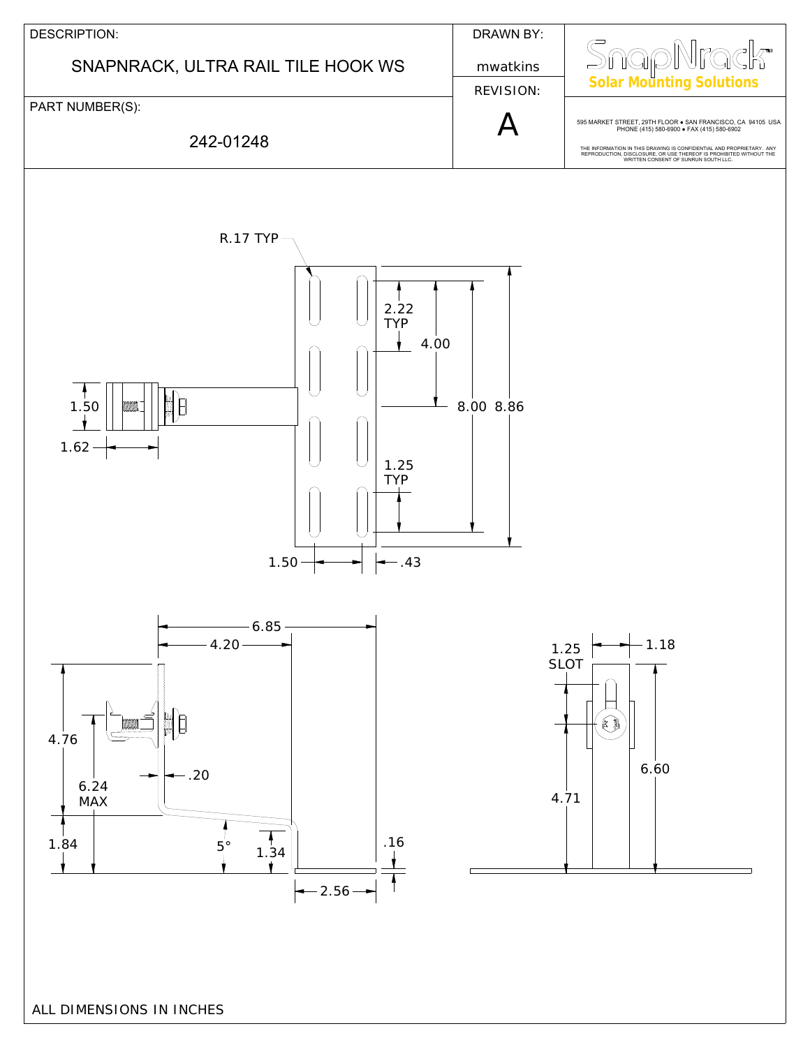| | | |
|---|---|---|
| DESCRIPTION: SNAPNRACK, ULTRA RAIL TILE HOOK WS | DRAWN BY: mwatkins | SnapNrack™ Solar Mounting Solutions |
| PART NUMBER(S): 242-01248 | REVISION: A | 595 MARKET STREET, 29TH FLOOR • SAN FRANCISCO, CA 94105 USA PHONE (415) 580-6900 • FAX (415) 580-6902 THE INFORMATION IN THIS DRAWING IS CONFIDENTIAL AND PROPRIETARY. ANY REPRODUCTION, DISCLOSURE, OR USE THEREOF IS PROHIBITED WITHOUT THE WRITTEN CONSENT OF SUNRUN SOUTH LLC. |

R.17 TYP

2.22 TYP

4.00

8.00

8.86

1.50

1.62

1.25 TYP

1.50

.43

6.85

4.20

4.76

6.24 MAX

.20

1.84

5°

1.34

.16

2.56

1.25 SLOT

1.18

6.60

4.71

ALL DIMENSIONS IN INCHES